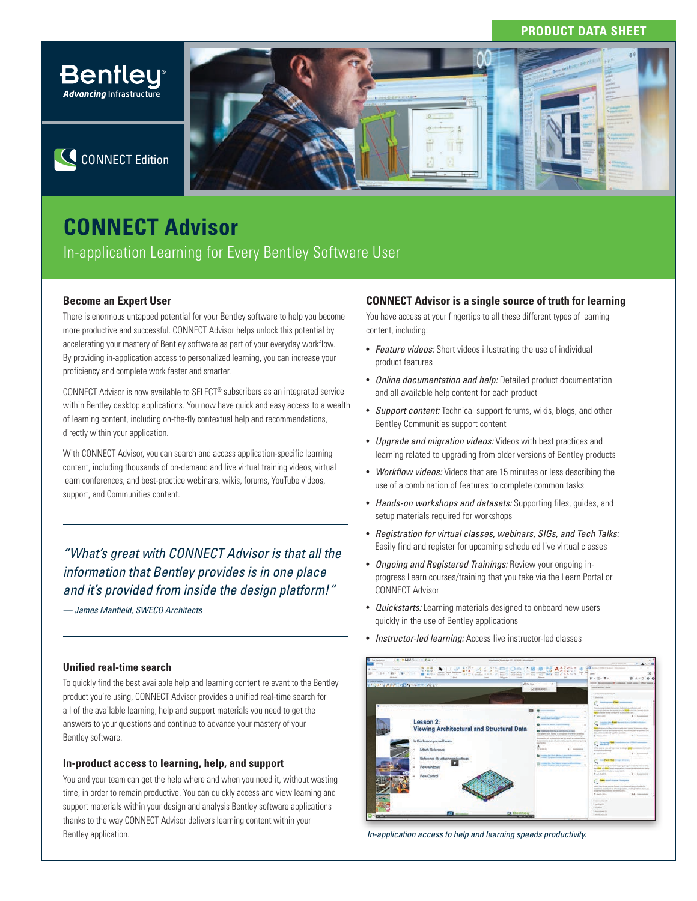PRODUCT DATA SHEET

Bentley
*Advancing* Infrastructure

CONNECT Edition

# CONNECT Advisor

In-application Learning for Every Bentley Software User

### Become an Expert User

There is enormous untapped potential for your Bentley software to help you become more productive and successful. CONNECT Advisor helps unlock this potential by accelerating your mastery of Bentley software as part of your everyday workflow. By providing in-application access to personalized learning, you can increase your proficiency and complete work faster and smarter.

CONNECT Advisor is now available to SELECT® subscribers as an integrated service within Bentley desktop applications. You now have quick and easy access to a wealth of learning content, including on-the-fly contextual help and recommendations, directly within your application.

With CONNECT Advisor, you can search and access application-specific learning content, including thousands of on-demand and live virtual training videos, virtual learn conferences, and best-practice webinars, wikis, forums, YouTube videos, support, and Communities content.

*"What's great with CONNECT Advisor is that all the information that Bentley provides is in one place and it's provided from inside the design platform!"*

*— James Manfield, SWECO Architects*

### Unified real-time search

To quickly find the best available help and learning content relevant to the Bentley product you're using, CONNECT Advisor provides a unified real-time search for all of the available learning, help and support materials you need to get the answers to your questions and continue to advance your mastery of your Bentley software.

### In-product access to learning, help, and support

You and your team can get the help where and when you need it, without wasting time, in order to remain productive. You can quickly access and view learning and support materials within your design and analysis Bentley software applications thanks to the way CONNECT Advisor delivers learning content within your Bentley application.

### CONNECT Advisor is a single source of truth for learning

You have access at your fingertips to all these different types of learning content, including:

- *Feature videos:* Short videos illustrating the use of individual product features
- *Online documentation and help:* Detailed product documentation and all available help content for each product
- *Support content:* Technical support forums, wikis, blogs, and other Bentley Communities support content
- *Upgrade and migration videos:* Videos with best practices and learning related to upgrading from older versions of Bentley products
- *Workflow videos:* Videos that are 15 minutes or less describing the use of a combination of features to complete common tasks
- *Hands-on workshops and datasets:* Supporting files, guides, and setup materials required for workshops
- *Registration for virtual classes, webinars, SIGs, and Tech Talks:* Easily find and register for upcoming scheduled live virtual classes
- *Ongoing and Registered Trainings:* Review your ongoing in-progress Learn courses/training that you take via the Learn Portal or CONNECT Advisor
- *Quickstarts:* Learning materials designed to onboard new users quickly in the use of Bentley applications
- *Instructor-led learning:* Access live instructor-led classes

*In-application access to help and learning speeds productivity.*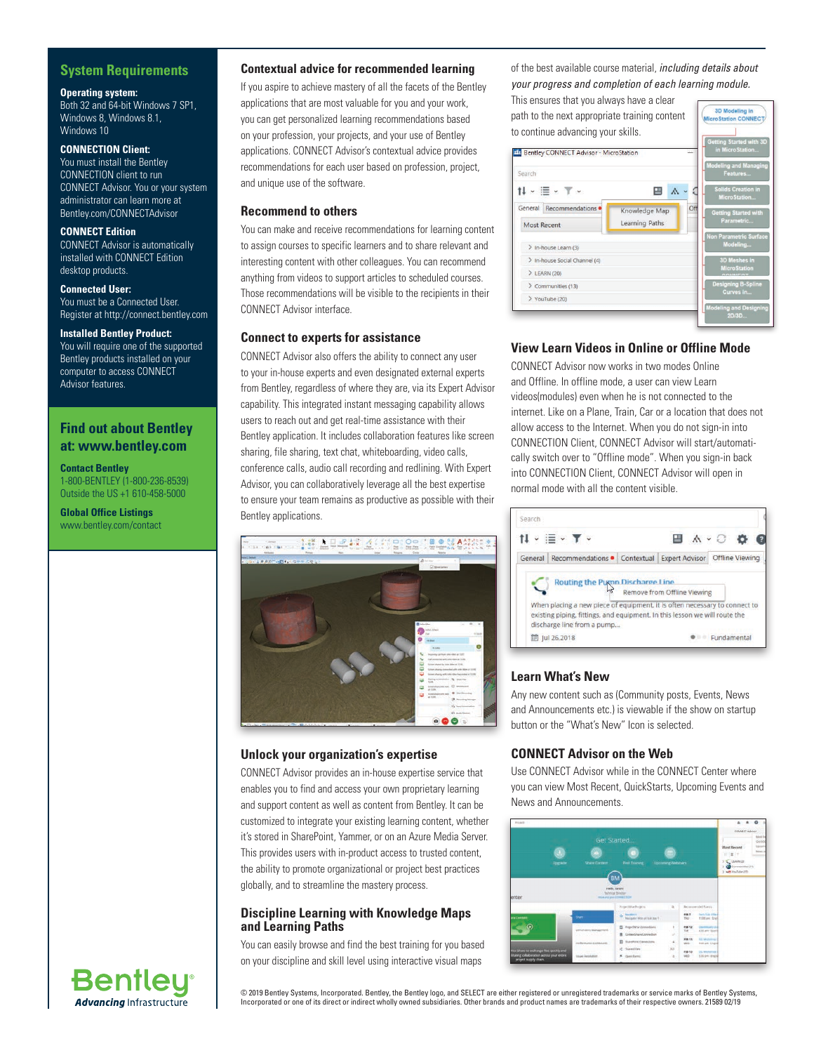## System Requirements

**Operating system:**
Both 32 and 64-bit Windows 7 SP1, Windows 8, Windows 8.1, Windows 10

**CONNECTION Client:**
You must install the Bentley CONNECTION client to run CONNECT Advisor. You or your system administrator can learn more at Bentley.com/CONNECTAdvisor

**CONNECT Edition**
CONNECT Advisor is automatically installed with CONNECT Edition desktop products.

**Connected User:**
You must be a Connected User. Register at http://connect.bentley.com

**Installed Bentley Product:**
You will require one of the supported Bentley products installed on your computer to access CONNECT Advisor features.

## Find out about Bentley at: www.bentley.com

**Contact Bentley**
1-800-BENTLEY (1-800-236-8539)
Outside the US +1 610-458-5000

**Global Office Listings**
www.bentley.com/contact

### Contextual advice for recommended learning

If you aspire to achieve mastery of all the facets of the Bentley applications that are most valuable for you and your work, you can get personalized learning recommendations based on your profession, your projects, and your use of Bentley applications. CONNECT Advisor's contextual advice provides recommendations for each user based on profession, project, and unique use of the software.

### Recommend to others

You can make and receive recommendations for learning content to assign courses to specific learners and to share relevant and interesting content with other colleagues. You can recommend anything from videos to support articles to scheduled courses. Those recommendations will be visible to the recipients in their CONNECT Advisor interface.

### Connect to experts for assistance

CONNECT Advisor also offers the ability to connect any user to your in-house experts and even designated external experts from Bentley, regardless of where they are, via its Expert Advisor capability. This integrated instant messaging capability allows users to reach out and get real-time assistance with their Bentley application. It includes collaboration features like screen sharing, file sharing, text chat, whiteboarding, video calls, conference calls, audio call recording and redlining. With Expert Advisor, you can collaboratively leverage all the best expertise to ensure your team remains as productive as possible with their Bentley applications.

### Unlock your organization's expertise

CONNECT Advisor provides an in-house expertise service that enables you to find and access your own proprietary learning and support content as well as content from Bentley. It can be customized to integrate your existing learning content, whether it's stored in SharePoint, Yammer, or on an Azure Media Server. This provides users with in-product access to trusted content, the ability to promote organizational or project best practices globally, and to streamline the mastery process.

### Discipline Learning with Knowledge Maps and Learning Paths

You can easily browse and find the best training for you based on your discipline and skill level using interactive visual maps of the best available course material, *including details about your progress and completion of each learning module.* This ensures that you always have a clear path to the next appropriate training content to continue advancing your skills.

### View Learn Videos in Online or Offline Mode

CONNECT Advisor now works in two modes Online and Offline. In offline mode, a user can view Learn videos(modules) even when he is not connected to the internet. Like on a Plane, Train, Car or a location that does not allow access to the Internet. When you do not sign-in into CONNECTION Client, CONNECT Advisor will start/automatically switch over to "Offline mode". When you sign-in back into CONNECTION Client, CONNECT Advisor will open in normal mode with all the content visible.

### Learn What's New

Any new content such as (Community posts, Events, News and Announcements etc.) is viewable if the show on startup button or the "What's New" Icon is selected.

### CONNECT Advisor on the Web

Use CONNECT Advisor while in the CONNECT Center where you can view Most Recent, QuickStarts, Upcoming Events and News and Announcements.

© 2019 Bentley Systems, Incorporated. Bentley, the Bentley logo, and SELECT are either registered or unregistered trademarks or service marks of Bentley Systems, Incorporated or one of its direct or indirect wholly owned subsidiaries. Other brands and product names are trademarks of their respective owners. 21589 02/19